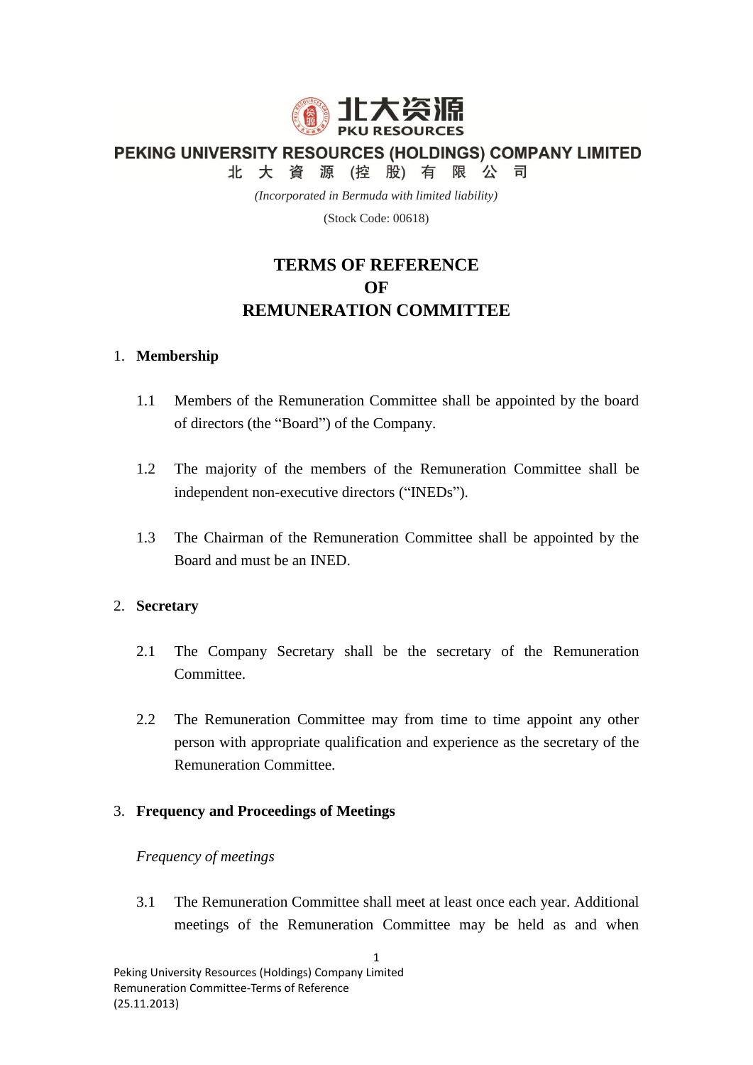北大资源
PKU RESOURCES

**PEKING UNIVERSITY RESOURCES (HOLDINGS) COMPANY LIMITED**
**北 大 資 源 (控 股) 有 限 公 司**

*(Incorporated in Bermuda with limited liability)*

(Stock Code: 00618)

# TERMS OF REFERENCE OF REMUNERATION COMMITTEE

## 1. Membership

1.1 Members of the Remuneration Committee shall be appointed by the board of directors (the "Board") of the Company.

1.2 The majority of the members of the Remuneration Committee shall be independent non-executive directors ("INEDs").

1.3 The Chairman of the Remuneration Committee shall be appointed by the Board and must be an INED.

## 2. Secretary

2.1 The Company Secretary shall be the secretary of the Remuneration Committee.

2.2 The Remuneration Committee may from time to time appoint any other person with appropriate qualification and experience as the secretary of the Remuneration Committee.

## 3. Frequency and Proceedings of Meetings

*Frequency of meetings*

3.1 The Remuneration Committee shall meet at least once each year. Additional meetings of the Remuneration Committee may be held as and when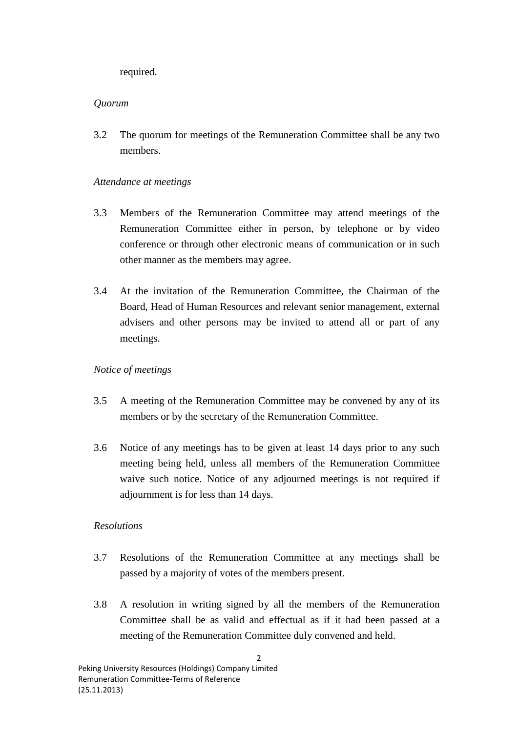required.

*Quorum*

3.2 The quorum for meetings of the Remuneration Committee shall be any two members.

*Attendance at meetings*

3.3 Members of the Remuneration Committee may attend meetings of the Remuneration Committee either in person, by telephone or by video conference or through other electronic means of communication or in such other manner as the members may agree.

3.4 At the invitation of the Remuneration Committee, the Chairman of the Board, Head of Human Resources and relevant senior management, external advisers and other persons may be invited to attend all or part of any meetings.

*Notice of meetings*

3.5 A meeting of the Remuneration Committee may be convened by any of its members or by the secretary of the Remuneration Committee.

3.6 Notice of any meetings has to be given at least 14 days prior to any such meeting being held, unless all members of the Remuneration Committee waive such notice. Notice of any adjourned meetings is not required if adjournment is for less than 14 days.

*Resolutions*

3.7 Resolutions of the Remuneration Committee at any meetings shall be passed by a majority of votes of the members present.

3.8 A resolution in writing signed by all the members of the Remuneration Committee shall be as valid and effectual as if it had been passed at a meeting of the Remuneration Committee duly convened and held.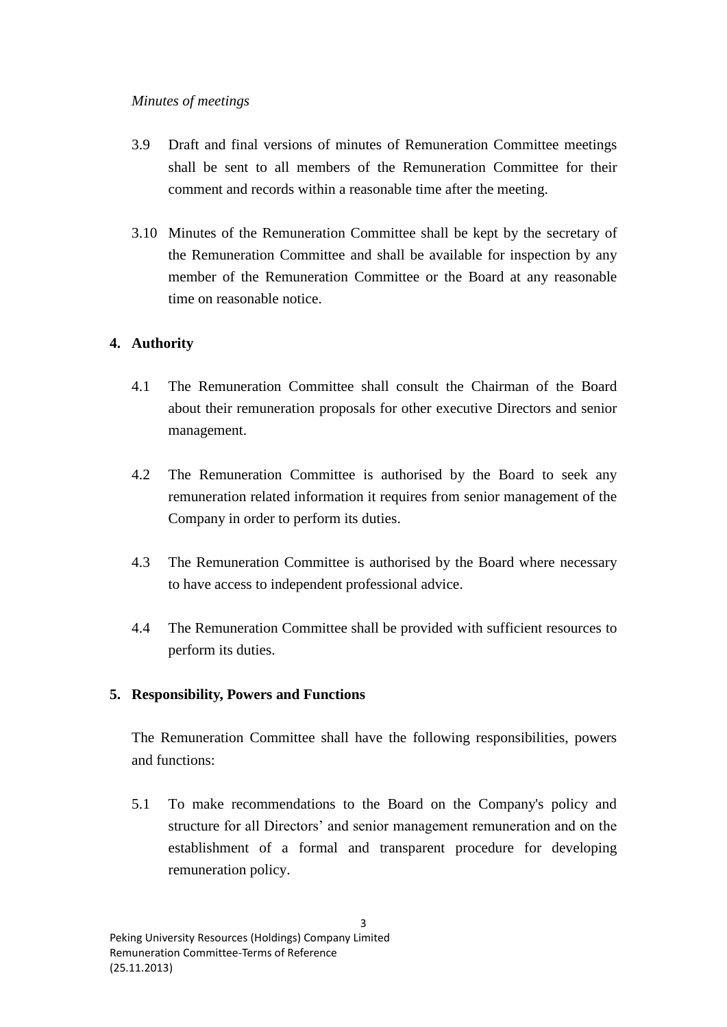*Minutes of meetings*

3.9 Draft and final versions of minutes of Remuneration Committee meetings shall be sent to all members of the Remuneration Committee for their comment and records within a reasonable time after the meeting.

3.10 Minutes of the Remuneration Committee shall be kept by the secretary of the Remuneration Committee and shall be available for inspection by any member of the Remuneration Committee or the Board at any reasonable time on reasonable notice.

## 4. Authority

4.1 The Remuneration Committee shall consult the Chairman of the Board about their remuneration proposals for other executive Directors and senior management.

4.2 The Remuneration Committee is authorised by the Board to seek any remuneration related information it requires from senior management of the Company in order to perform its duties.

4.3 The Remuneration Committee is authorised by the Board where necessary to have access to independent professional advice.

4.4 The Remuneration Committee shall be provided with sufficient resources to perform its duties.

## 5. Responsibility, Powers and Functions

The Remuneration Committee shall have the following responsibilities, powers and functions:

5.1 To make recommendations to the Board on the Company's policy and structure for all Directors' and senior management remuneration and on the establishment of a formal and transparent procedure for developing remuneration policy.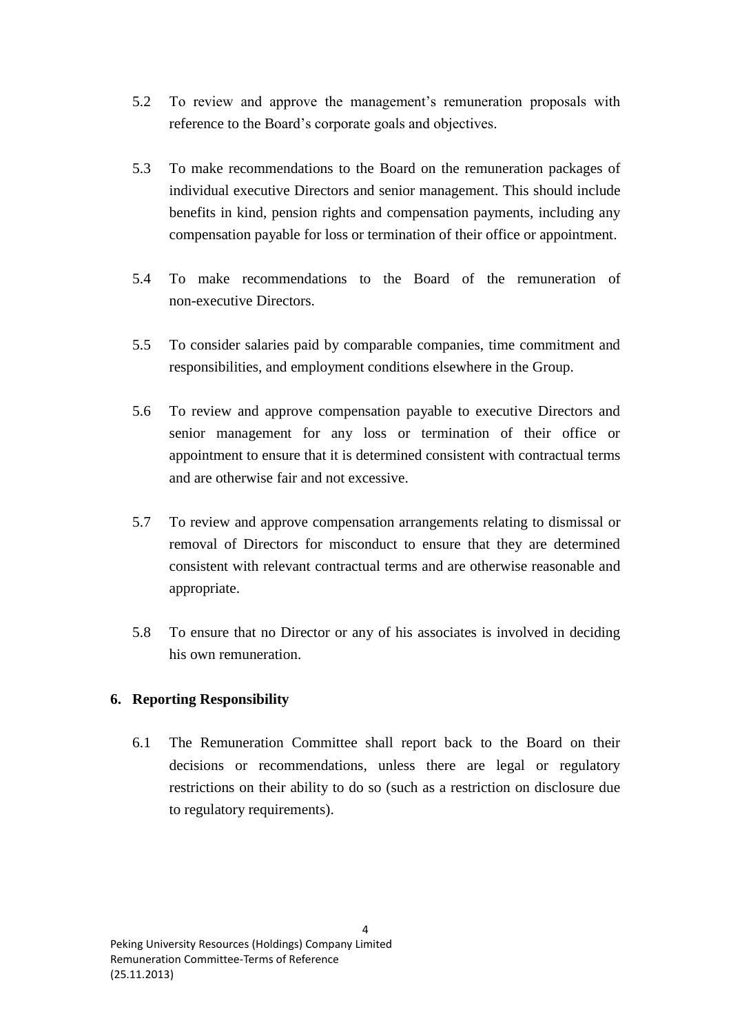5.2 To review and approve the management's remuneration proposals with reference to the Board's corporate goals and objectives.

5.3 To make recommendations to the Board on the remuneration packages of individual executive Directors and senior management. This should include benefits in kind, pension rights and compensation payments, including any compensation payable for loss or termination of their office or appointment.

5.4 To make recommendations to the Board of the remuneration of non-executive Directors.

5.5 To consider salaries paid by comparable companies, time commitment and responsibilities, and employment conditions elsewhere in the Group.

5.6 To review and approve compensation payable to executive Directors and senior management for any loss or termination of their office or appointment to ensure that it is determined consistent with contractual terms and are otherwise fair and not excessive.

5.7 To review and approve compensation arrangements relating to dismissal or removal of Directors for misconduct to ensure that they are determined consistent with relevant contractual terms and are otherwise reasonable and appropriate.

5.8 To ensure that no Director or any of his associates is involved in deciding his own remuneration.

## 6. Reporting Responsibility

6.1 The Remuneration Committee shall report back to the Board on their decisions or recommendations, unless there are legal or regulatory restrictions on their ability to do so (such as a restriction on disclosure due to regulatory requirements).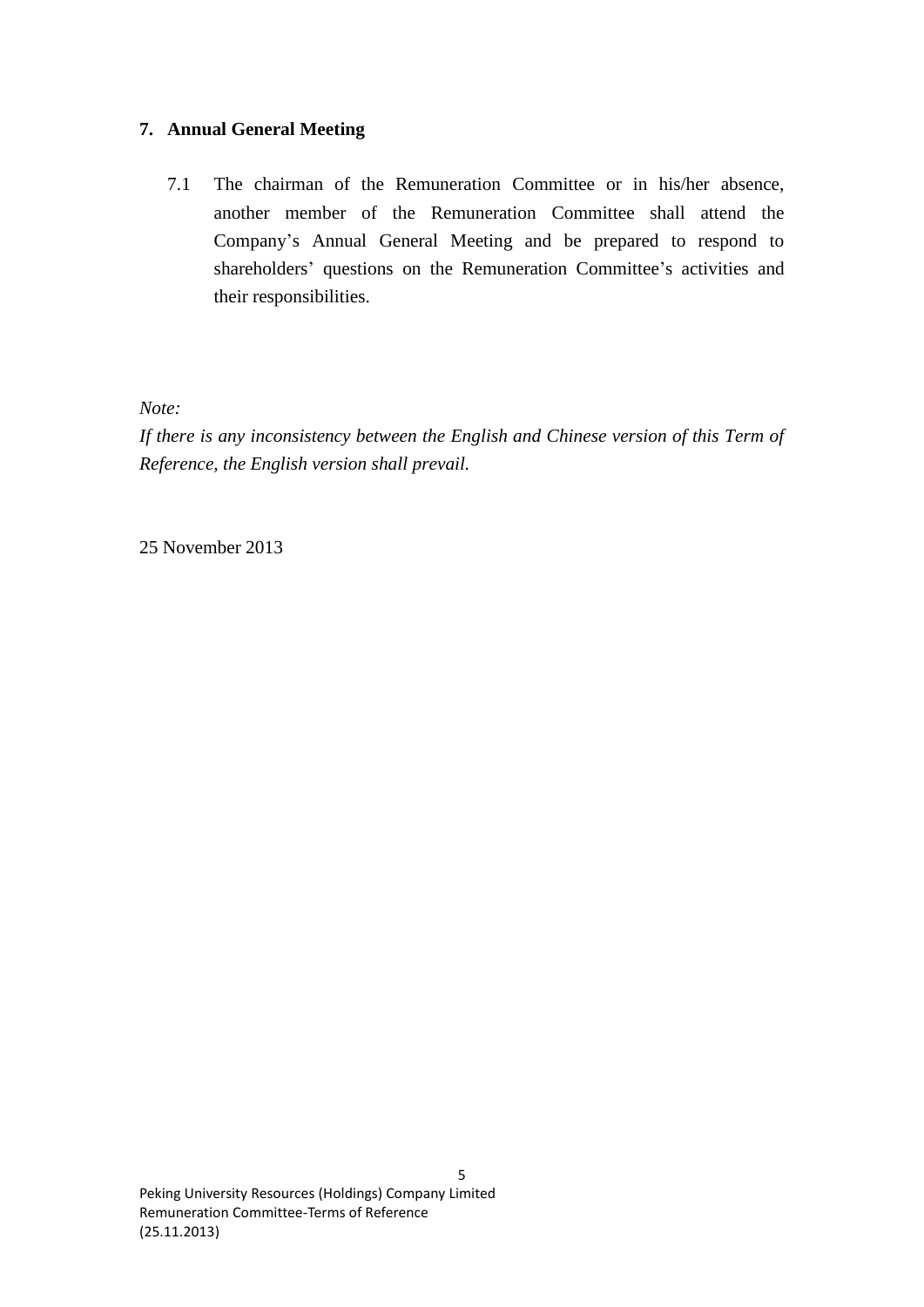## 7. Annual General Meeting

7.1 The chairman of the Remuneration Committee or in his/her absence, another member of the Remuneration Committee shall attend the Company's Annual General Meeting and be prepared to respond to shareholders' questions on the Remuneration Committee's activities and their responsibilities.

*Note:*

*If there is any inconsistency between the English and Chinese version of this Term of Reference, the English version shall prevail.*

25 November 2013